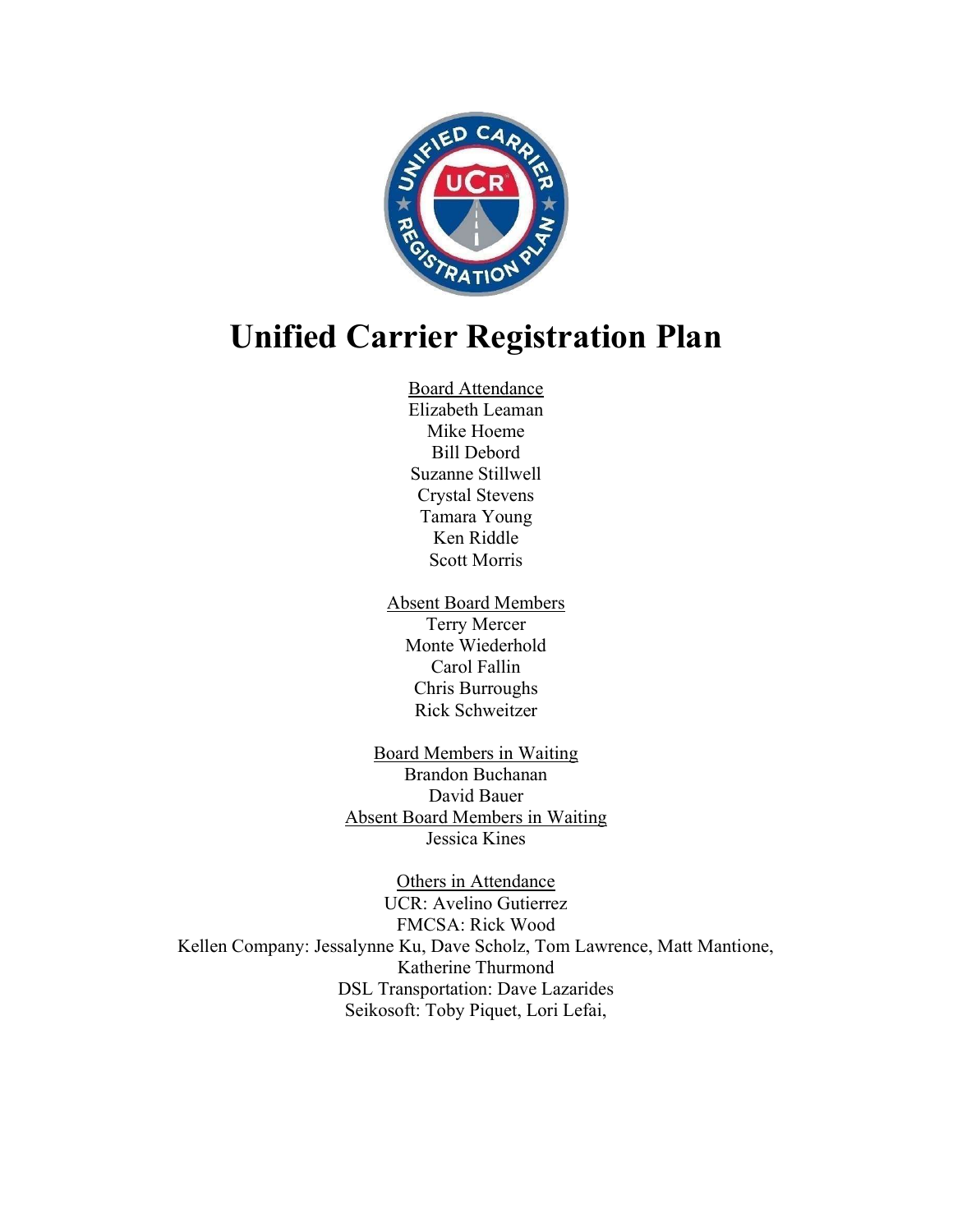# Unified Carrier Registration Plan

<u>Board Attendance</u>
Elizabeth Leaman
Mike Hoeme
Bill Debord
Suzanne Stillwell
Crystal Stevens
Tamara Young
Ken Riddle
Scott Morris

<u>Absent Board Members</u>
Terry Mercer
Monte Wiederhold
Carol Fallin
Chris Burroughs
Rick Schweitzer

<u>Board Members in Waiting</u>
Brandon Buchanan
David Bauer

<u>Absent Board Members in Waiting</u>
Jessica Kines

<u>Others in Attendance</u>
UCR: Avelino Gutierrez
FMCSA: Rick Wood
Kellen Company: Jessalynne Ku, Dave Scholz, Tom Lawrence, Matt Mantione, Katherine Thurmond
DSL Transportation: Dave Lazarides
Seikosoft: Toby Piquet, Lori Lefai,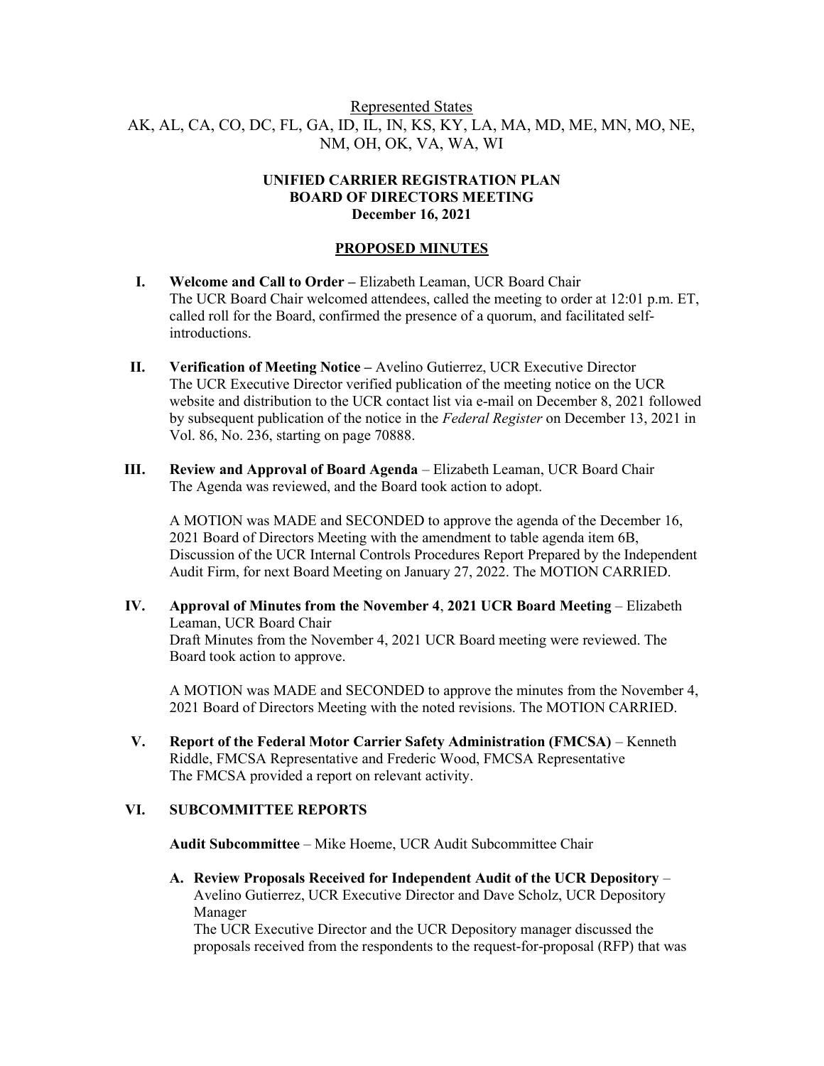Represented States

AK, AL, CA, CO, DC, FL, GA, ID, IL, IN, KS, KY, LA, MA, MD, ME, MN, MO, NE, NM, OH, OK, VA, WA, WI

**UNIFIED CARRIER REGISTRATION PLAN**
**BOARD OF DIRECTORS MEETING**
**December 16, 2021**

**PROPOSED MINUTES**

**I. Welcome and Call to Order –** Elizabeth Leaman, UCR Board Chair
The UCR Board Chair welcomed attendees, called the meeting to order at 12:01 p.m. ET, called roll for the Board, confirmed the presence of a quorum, and facilitated self-introductions.

**II. Verification of Meeting Notice –** Avelino Gutierrez, UCR Executive Director
The UCR Executive Director verified publication of the meeting notice on the UCR website and distribution to the UCR contact list via e-mail on December 8, 2021 followed by subsequent publication of the notice in the *Federal Register* on December 13, 2021 in Vol. 86, No. 236, starting on page 70888.

**III. Review and Approval of Board Agenda** – Elizabeth Leaman, UCR Board Chair
The Agenda was reviewed, and the Board took action to adopt.

A MOTION was MADE and SECONDED to approve the agenda of the December 16, 2021 Board of Directors Meeting with the amendment to table agenda item 6B, Discussion of the UCR Internal Controls Procedures Report Prepared by the Independent Audit Firm, for next Board Meeting on January 27, 2022. The MOTION CARRIED.

**IV. Approval of Minutes from the November 4, 2021 UCR Board Meeting** – Elizabeth Leaman, UCR Board Chair
Draft Minutes from the November 4, 2021 UCR Board meeting were reviewed. The Board took action to approve.

A MOTION was MADE and SECONDED to approve the minutes from the November 4, 2021 Board of Directors Meeting with the noted revisions. The MOTION CARRIED.

**V. Report of the Federal Motor Carrier Safety Administration (FMCSA)** – Kenneth Riddle, FMCSA Representative and Frederic Wood, FMCSA Representative
The FMCSA provided a report on relevant activity.

**VI. SUBCOMMITTEE REPORTS**

**Audit Subcommittee** – Mike Hoeme, UCR Audit Subcommittee Chair

**A. Review Proposals Received for Independent Audit of the UCR Depository** – Avelino Gutierrez, UCR Executive Director and Dave Scholz, UCR Depository Manager
The UCR Executive Director and the UCR Depository manager discussed the proposals received from the respondents to the request-for-proposal (RFP) that was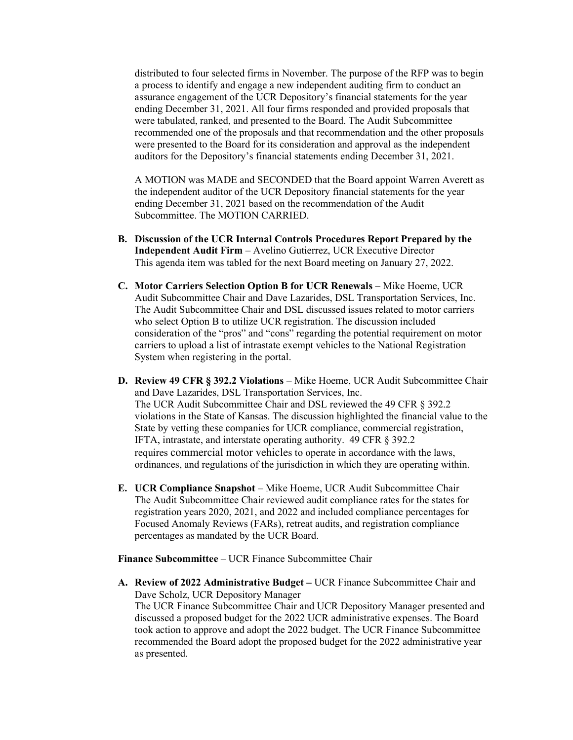distributed to four selected firms in November. The purpose of the RFP was to begin a process to identify and engage a new independent auditing firm to conduct an assurance engagement of the UCR Depository's financial statements for the year ending December 31, 2021. All four firms responded and provided proposals that were tabulated, ranked, and presented to the Board. The Audit Subcommittee recommended one of the proposals and that recommendation and the other proposals were presented to the Board for its consideration and approval as the independent auditors for the Depository's financial statements ending December 31, 2021.

A MOTION was MADE and SECONDED that the Board appoint Warren Averett as the independent auditor of the UCR Depository financial statements for the year ending December 31, 2021 based on the recommendation of the Audit Subcommittee. The MOTION CARRIED.

**B. Discussion of the UCR Internal Controls Procedures Report Prepared by the Independent Audit Firm** – Avelino Gutierrez, UCR Executive Director
This agenda item was tabled for the next Board meeting on January 27, 2022.

**C. Motor Carriers Selection Option B for UCR Renewals –** Mike Hoeme, UCR Audit Subcommittee Chair and Dave Lazarides, DSL Transportation Services, Inc.
The Audit Subcommittee Chair and DSL discussed issues related to motor carriers who select Option B to utilize UCR registration. The discussion included consideration of the "pros" and "cons" regarding the potential requirement on motor carriers to upload a list of intrastate exempt vehicles to the National Registration System when registering in the portal.

**D. Review 49 CFR § 392.2 Violations** – Mike Hoeme, UCR Audit Subcommittee Chair and Dave Lazarides, DSL Transportation Services, Inc.
The UCR Audit Subcommittee Chair and DSL reviewed the 49 CFR § 392.2 violations in the State of Kansas. The discussion highlighted the financial value to the State by vetting these companies for UCR compliance, commercial registration, IFTA, intrastate, and interstate operating authority. 49 CFR § 392.2 requires commercial motor vehicles to operate in accordance with the laws, ordinances, and regulations of the jurisdiction in which they are operating within.

**E. UCR Compliance Snapshot** – Mike Hoeme, UCR Audit Subcommittee Chair
The Audit Subcommittee Chair reviewed audit compliance rates for the states for registration years 2020, 2021, and 2022 and included compliance percentages for Focused Anomaly Reviews (FARs), retreat audits, and registration compliance percentages as mandated by the UCR Board.

**Finance Subcommittee** – UCR Finance Subcommittee Chair

**A. Review of 2022 Administrative Budget –** UCR Finance Subcommittee Chair and Dave Scholz, UCR Depository Manager
The UCR Finance Subcommittee Chair and UCR Depository Manager presented and discussed a proposed budget for the 2022 UCR administrative expenses. The Board took action to approve and adopt the 2022 budget. The UCR Finance Subcommittee recommended the Board adopt the proposed budget for the 2022 administrative year as presented.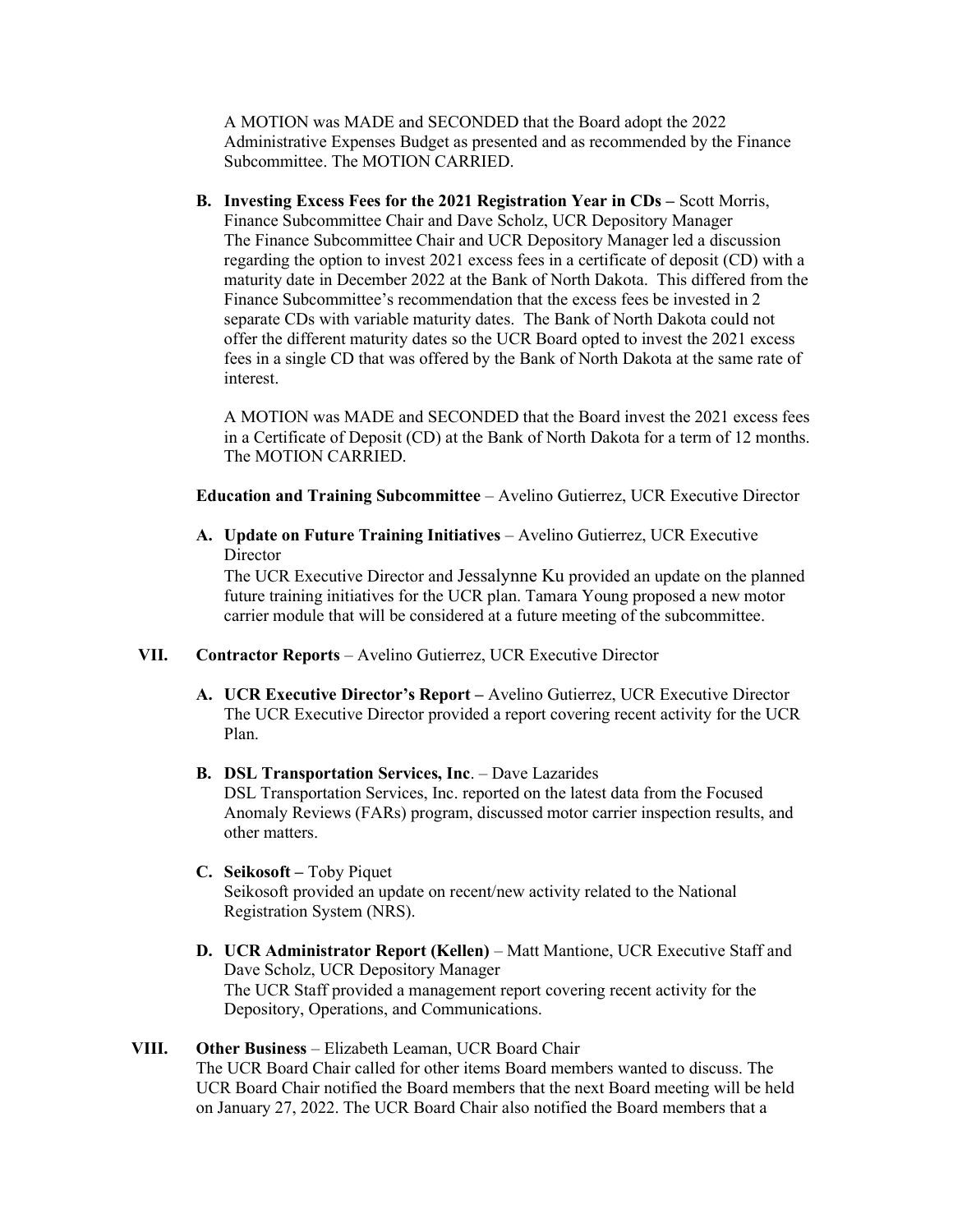A MOTION was MADE and SECONDED that the Board adopt the 2022 Administrative Expenses Budget as presented and as recommended by the Finance Subcommittee. The MOTION CARRIED.

**B. Investing Excess Fees for the 2021 Registration Year in CDs –** Scott Morris, Finance Subcommittee Chair and Dave Scholz, UCR Depository Manager
The Finance Subcommittee Chair and UCR Depository Manager led a discussion regarding the option to invest 2021 excess fees in a certificate of deposit (CD) with a maturity date in December 2022 at the Bank of North Dakota. This differed from the Finance Subcommittee's recommendation that the excess fees be invested in 2 separate CDs with variable maturity dates. The Bank of North Dakota could not offer the different maturity dates so the UCR Board opted to invest the 2021 excess fees in a single CD that was offered by the Bank of North Dakota at the same rate of interest.

A MOTION was MADE and SECONDED that the Board invest the 2021 excess fees in a Certificate of Deposit (CD) at the Bank of North Dakota for a term of 12 months. The MOTION CARRIED.

**Education and Training Subcommittee** – Avelino Gutierrez, UCR Executive Director

**A. Update on Future Training Initiatives** – Avelino Gutierrez, UCR Executive Director
The UCR Executive Director and Jessalynne Ku provided an update on the planned future training initiatives for the UCR plan. Tamara Young proposed a new motor carrier module that will be considered at a future meeting of the subcommittee.

**VII. Contractor Reports** – Avelino Gutierrez, UCR Executive Director

**A. UCR Executive Director's Report –** Avelino Gutierrez, UCR Executive Director
The UCR Executive Director provided a report covering recent activity for the UCR Plan.

**B. DSL Transportation Services, Inc**. – Dave Lazarides
DSL Transportation Services, Inc. reported on the latest data from the Focused Anomaly Reviews (FARs) program, discussed motor carrier inspection results, and other matters.

**C. Seikosoft –** Toby Piquet
Seikosoft provided an update on recent/new activity related to the National Registration System (NRS).

**D. UCR Administrator Report (Kellen)** – Matt Mantione, UCR Executive Staff and Dave Scholz, UCR Depository Manager
The UCR Staff provided a management report covering recent activity for the Depository, Operations, and Communications.

**VIII. Other Business** – Elizabeth Leaman, UCR Board Chair
The UCR Board Chair called for other items Board members wanted to discuss. The UCR Board Chair notified the Board members that the next Board meeting will be held on January 27, 2022. The UCR Board Chair also notified the Board members that a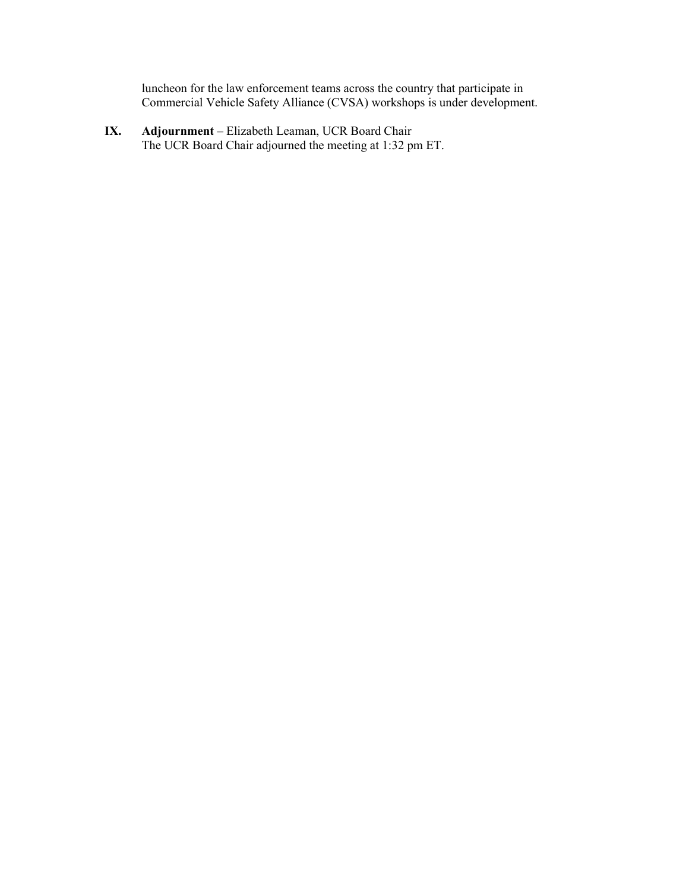luncheon for the law enforcement teams across the country that participate in Commercial Vehicle Safety Alliance (CVSA) workshops is under development.

**IX.** **Adjournment** – Elizabeth Leaman, UCR Board Chair
The UCR Board Chair adjourned the meeting at 1:32 pm ET.